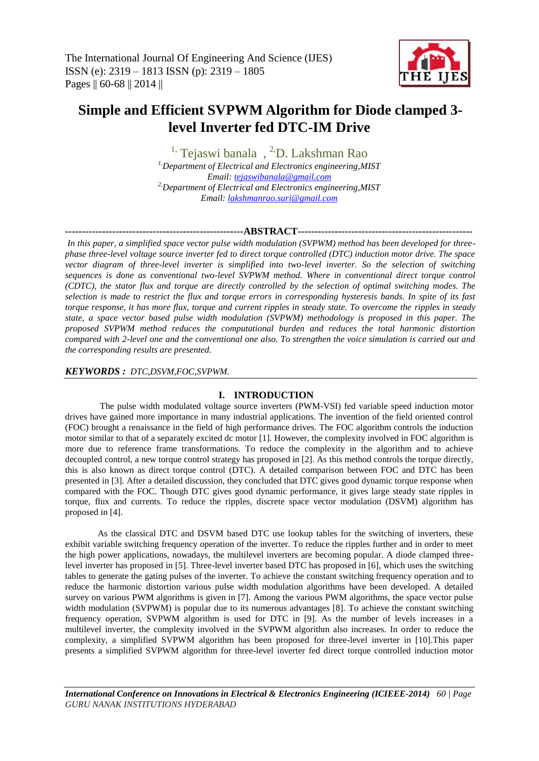# Simple and Efficient SVPWM Algorithm for Diode clamped 3-level Inverter fed DTC-IM Drive

[1] Tejaswi banala , [2] D. Lakshman Rao

[1] Department of Electrical and Electronics engineering,MIST
Email: tejaswibanala@gmail.com

[2] Department of Electrical and Electronics engineering,MIST
Email: lakshmanrao.suri@gmail.com

## ABSTRACT

*In this paper, a simplified space vector pulse width modulation (SVPWM) method has been developed for three-phase three-level voltage source inverter fed to direct torque controlled (DTC) induction motor drive. The space vector diagram of three-level inverter is simplified into two-level inverter. So the selection of switching sequences is done as conventional two-level SVPWM method. Where in conventional direct torque control (CDTC), the stator flux and torque are directly controlled by the selection of optimal switching modes. The selection is made to restrict the flux and torque errors in corresponding hysteresis bands. In spite of its fast torque response, it has more flux, torque and current ripples in steady state. To overcome the ripples in steady state, a space vector based pulse width modulation (SVPWM) methodology is proposed in this paper. The proposed SVPWM method reduces the computational burden and reduces the total harmonic distortion compared with 2-level one and the conventional one also. To strengthen the voice simulation is carried out and the corresponding results are presented.*

***KEYWORDS :*** *DTC,DSVM,FOC,SVPWM.*

## I. INTRODUCTION

The pulse width modulated voltage source inverters (PWM-VSI) fed variable speed induction motor drives have gained more importance in many industrial applications. The invention of the field oriented control (FOC) brought a renaissance in the field of high performance drives. The FOC algorithm controls the induction motor similar to that of a separately excited dc motor [1]. However, the complexity involved in FOC algorithm is more due to reference frame transformations. To reduce the complexity in the algorithm and to achieve decoupled control, a new torque control strategy has proposed in [2]. As this method controls the torque directly, this is also known as direct torque control (DTC). A detailed comparison between FOC and DTC has been presented in [3]. After a detailed discussion, they concluded that DTC gives good dynamic torque response when compared with the FOC. Though DTC gives good dynamic performance, it gives large steady state ripples in torque, flux and currents. To reduce the ripples, discrete space vector modulation (DSVM) algorithm has proposed in [4].

As the classical DTC and DSVM based DTC use lookup tables for the switching of inverters, these exhibit variable switching frequency operation of the inverter. To reduce the ripples further and in order to meet the high power applications, nowadays, the multilevel inverters are becoming popular. A diode clamped three-level inverter has proposed in [5]. Three-level inverter based DTC has proposed in [6], which uses the switching tables to generate the gating pulses of the inverter. To achieve the constant switching frequency operation and to reduce the harmonic distortion various pulse width modulation algorithms have been developed. A detailed survey on various PWM algorithms is given in [7]. Among the various PWM algorithms, the space vector pulse width modulation (SVPWM) is popular due to its numerous advantages [8]. To achieve the constant switching frequency operation, SVPWM algorithm is used for DTC in [9]. As the number of levels increases in a multilevel inverter, the complexity involved in the SVPWM algorithm also increases. In order to reduce the complexity, a simplified SVPWM algorithm has been proposed for three-level inverter in [10].This paper presents a simplified SVPWM algorithm for three-level inverter fed direct torque controlled induction motor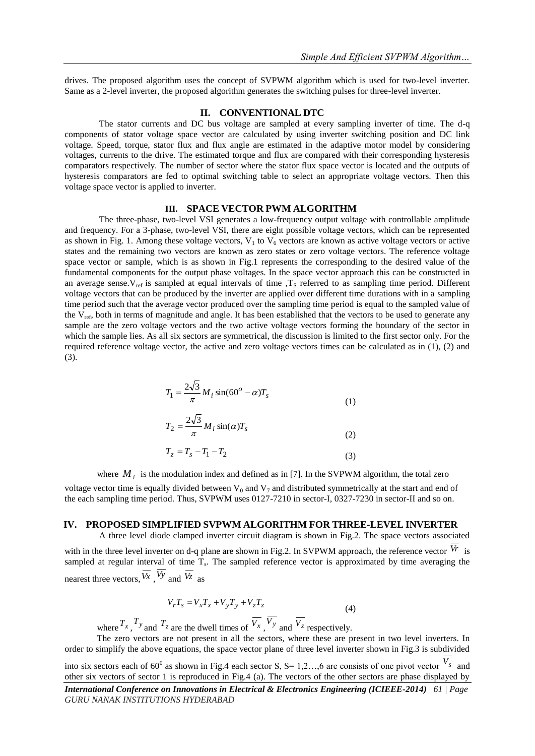drives. The proposed algorithm uses the concept of SVPWM algorithm which is used for two-level inverter. Same as a 2-level inverter, the proposed algorithm generates the switching pulses for three-level inverter.

## II. CONVENTIONAL DTC

The stator currents and DC bus voltage are sampled at every sampling inverter of time. The d-q components of stator voltage space vector are calculated by using inverter switching position and DC link voltage. Speed, torque, stator flux and flux angle are estimated in the adaptive motor model by considering voltages, currents to the drive. The estimated torque and flux are compared with their corresponding hysteresis comparators respectively. The number of sector where the stator flux space vector is located and the outputs of hysteresis comparators are fed to optimal switching table to select an appropriate voltage vectors. Then this voltage space vector is applied to inverter.

## III. SPACE VECTOR PWM ALGORITHM

The three-phase, two-level VSI generates a low-frequency output voltage with controllable amplitude and frequency. For a 3-phase, two-level VSI, there are eight possible voltage vectors, which can be represented as shown in Fig. 1. Among these voltage vectors, $V_1$ to $V_6$ vectors are known as active voltage vectors or active states and the remaining two vectors are known as zero states or zero voltage vectors. The reference voltage space vector or sample, which is as shown in Fig.1 represents the corresponding to the desired value of the fundamental components for the output phase voltages. In the space vector approach this can be constructed in an average sense.$V_{ref}$ is sampled at equal intervals of time ,$T_S$ referred to as sampling time period. Different voltage vectors that can be produced by the inverter are applied over different time durations with in a sampling time period such that the average vector produced over the sampling time period is equal to the sampled value of the $V_{ref}$, both in terms of magnitude and angle. It has been established that the vectors to be used to generate any sample are the zero voltage vectors and the two active voltage vectors forming the boundary of the sector in which the sample lies. As all six sectors are symmetrical, the discussion is limited to the first sector only. For the required reference voltage vector, the active and zero voltage vectors times can be calculated as in (1), (2) and (3).

$$T_1 = \frac{2\sqrt{3}}{\pi} M_i \sin(60^o - \alpha) T_s \tag{1}$$

$$T_2 = \frac{2\sqrt{3}}{\pi} M_i \sin(\alpha) T_s \tag{2}$$

$$T_z = T_s - T_1 - T_2 \tag{3}$$

where $M_i$ is the modulation index and defined as in [7]. In the SVPWM algorithm, the total zero voltage vector time is equally divided between $V_0$ and $V_7$ and distributed symmetrically at the start and end of the each sampling time period. Thus, SVPWM uses 0127-7210 in sector-I, 0327-7230 in sector-II and so on.

## IV. PROPOSED SIMPLIFIED SVPWM ALGORITHM FOR THREE-LEVEL INVERTER

A three level diode clamped inverter circuit diagram is shown in Fig.2. The space vectors associated with in the three level inverter on d-q plane are shown in Fig.2. In SVPWM approach, the reference vector $\overline{Vr}$ is sampled at regular interval of time $T_s$. The sampled reference vector is approximated by time averaging the nearest three vectors, $\overline{Vx}$ , $\overline{Vy}$ and $\overline{Vz}$ as

$$\overline{V_r} T_s = \overline{V_x} T_x + \overline{V_y} T_y + \overline{V_z} T_z \tag{4}$$

where $T_x$ , $T_y$ and $T_z$ are the dwell times of $\overline{V_x}$ , $\overline{V_y}$ and $\overline{V_z}$ respectively.

The zero vectors are not present in all the sectors, where these are present in two level inverters. In order to simplify the above equations, the space vector plane of three level inverter shown in Fig.3 is subdivided into six sectors each of $60^0$ as shown in Fig.4 each sector S, S= 1,2…,6 are consists of one pivot vector $\overline{V_s}$ and other six vectors of sector 1 is reproduced in Fig.4 (a). The vectors of the other sectors are phase displayed by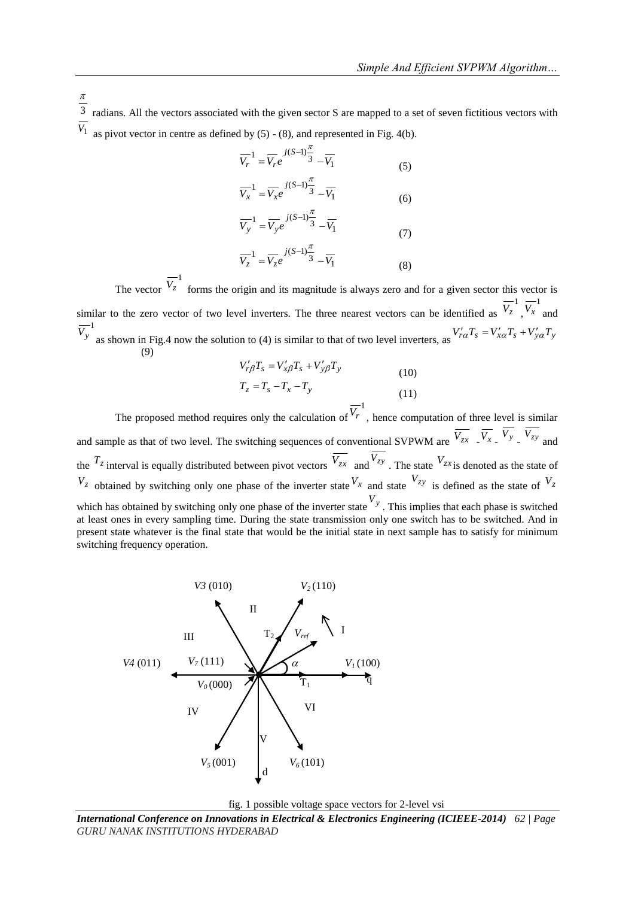$\frac{\pi}{3}$ radians. All the vectors associated with the given sector S are mapped to a set of seven fictitious vectors with $\overline{V_1}$ as pivot vector in centre as defined by (5) - (8), and represented in Fig. 4(b).

$$\overline{V_r}^1 = \overline{V_r} e^{j(S-1)\frac{\pi}{3}} - \overline{V_1} \quad (5)$$

$$\overline{V_x}^1 = \overline{V_x} e^{j(S-1)\frac{\pi}{3}} - \overline{V_1} \quad (6)$$

$$\overline{V_y}^1 = \overline{V_y} e^{j(S-1)\frac{\pi}{3}} - \overline{V_1} \quad (7)$$

$$\overline{V_z}^1 = \overline{V_z} e^{j(S-1)\frac{\pi}{3}} - \overline{V_1} \quad (8)$$

The vector $\overline{V_z}^1$ forms the origin and its magnitude is always zero and for a given sector this vector is similar to the zero vector of two level inverters. The three nearest vectors can be identified as $\overline{V_z}^1$, $\overline{V_x}^1$ and $\overline{V_y}^1$ as shown in Fig.4 now the solution to (4) is similar to that of two level inverters, as $V'_{r\alpha} T_s = V'_{x\alpha} T_s + V'_{y\alpha} T_y$ (9)

$$V'_{r\beta} T_s = V'_{x\beta} T_s + V'_{y\beta} T_y \quad (10)$$

$$T_z = T_s - T_x - T_y \quad (11)$$

The proposed method requires only the calculation of $\overline{V_r}^1$, hence computation of three level is similar and sample as that of two level. The switching sequences of conventional SVPWM are $\overline{V_{zx}}$ - $\overline{V_x}$ - $\overline{V_y}$ - $\overline{V_{zy}}$ and the $T_z$ interval is equally distributed between pivot vectors $\overline{V_{zx}}$ and $\overline{V_{zy}}$. The state $V_{zx}$ is denoted as the state of $V_z$ obtained by switching only one phase of the inverter state $V_x$ and state $V_{zy}$ is defined as the state of $V_z$ which has obtained by switching only one phase of the inverter state $V_y$. This implies that each phase is switched at least ones in every sampling time. During the state transmission only one switch has to be switched. And in present state whatever is the final state that would be the initial state in next sample has to satisfy for minimum switching frequency operation.

fig. 1 possible voltage space vectors for 2-level vsi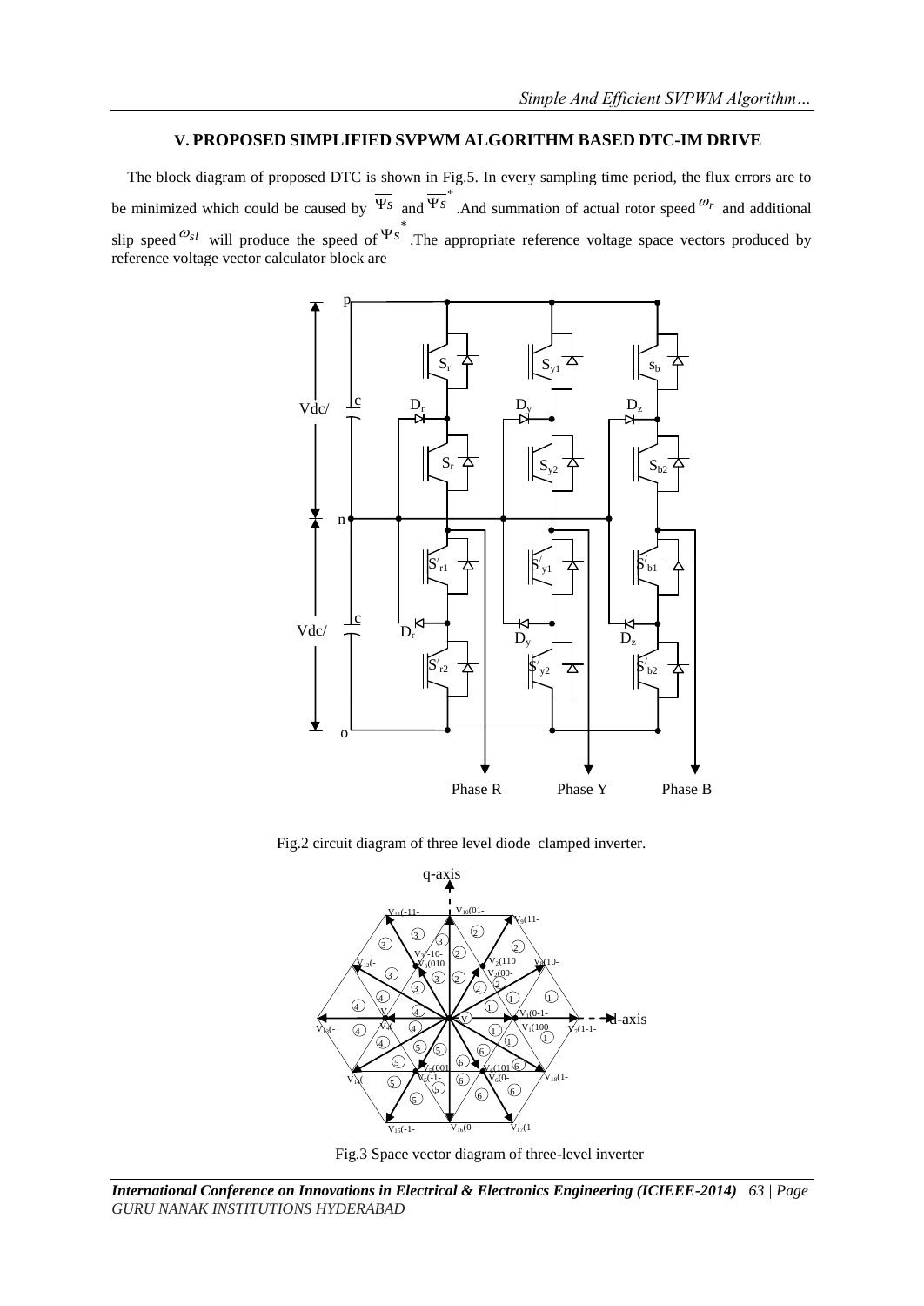## V. PROPOSED SIMPLIFIED SVPWM ALGORITHM BASED DTC-IM DRIVE

The block diagram of proposed DTC is shown in Fig.5. In every sampling time period, the flux errors are to be minimized which could be caused by $\overline{\Psi s}$ and $\overline{\Psi s}^*$. And summation of actual rotor speed $\omega_r$ and additional slip speed $\omega_{sl}$ will produce the speed of $\overline{\Psi s}^*$. The appropriate reference voltage space vectors produced by reference voltage vector calculator block are

Fig.2 circuit diagram of three level diode clamped inverter.

Fig.3 Space vector diagram of three-level inverter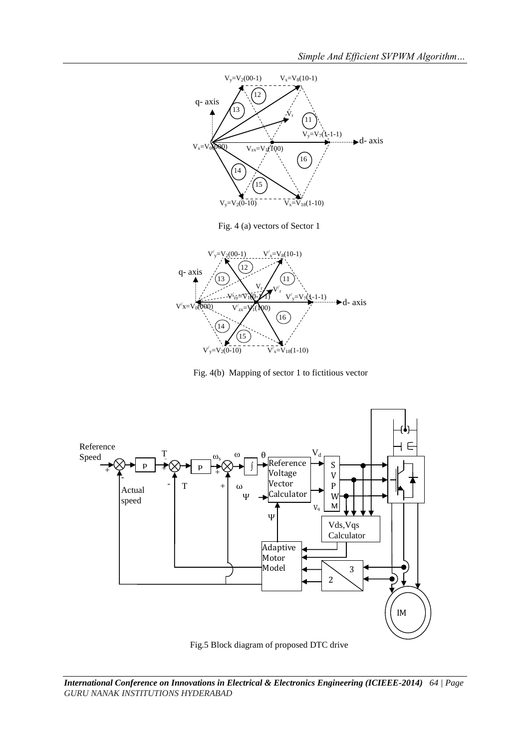Fig. 4 (a) vectors of Sector 1

Fig. 4(b) Mapping of sector 1 to fictitious vector

Fig.5 Block diagram of proposed DTC drive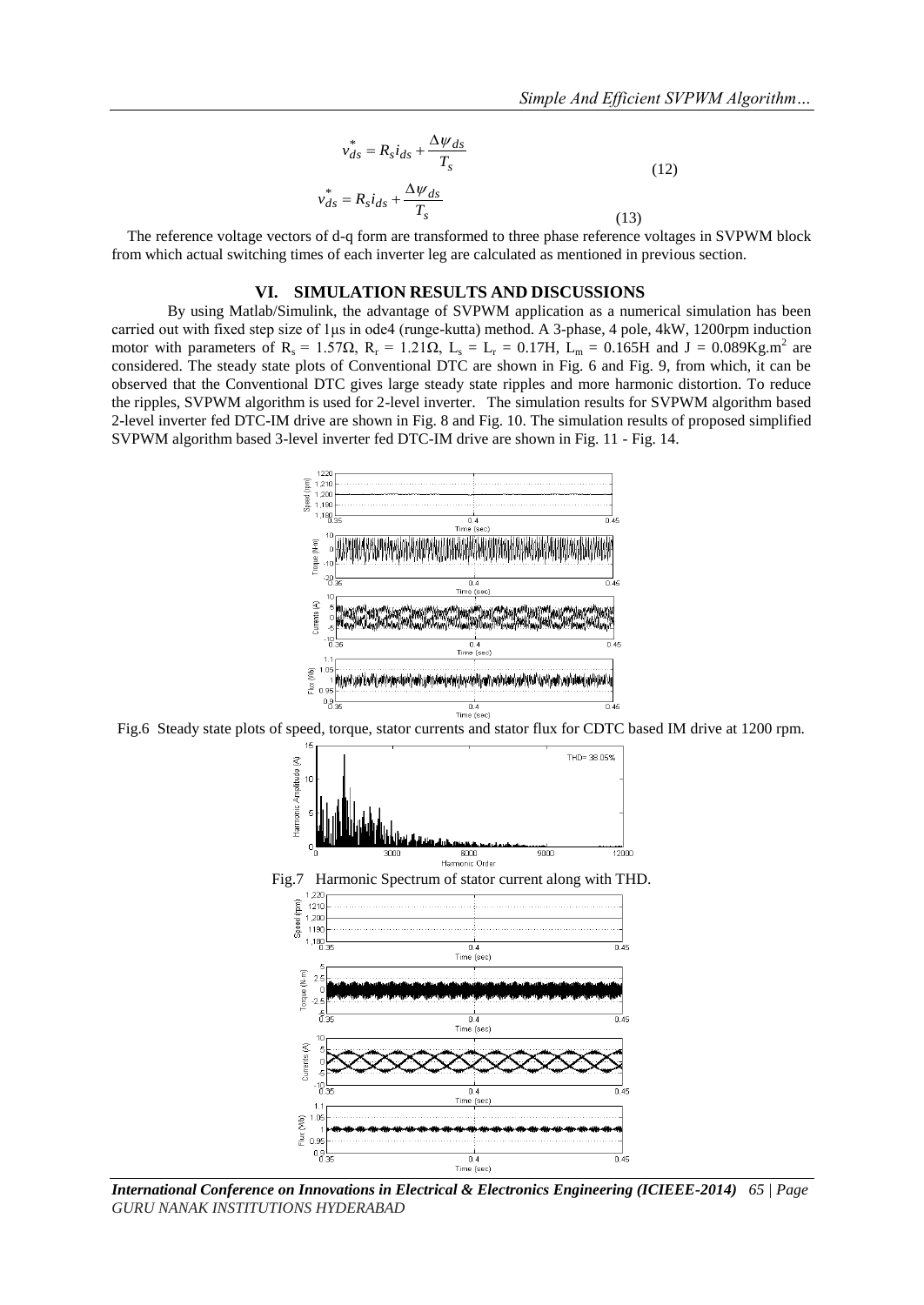$$v_{ds}^{*} = R_s i_{ds} + \frac{\Delta \psi_{ds}}{T_s} \tag{12}$$

$$v_{ds}^{*} = R_s i_{ds} + \frac{\Delta \psi_{ds}}{T_s} \tag{13}$$

The reference voltage vectors of d-q form are transformed to three phase reference voltages in SVPWM block from which actual switching times of each inverter leg are calculated as mentioned in previous section.

## VI. SIMULATION RESULTS AND DISCUSSIONS

By using Matlab/Simulink, the advantage of SVPWM application as a numerical simulation has been carried out with fixed step size of 1μs in ode4 (runge-kutta) method. A 3-phase, 4 pole, 4kW, 1200rpm induction motor with parameters of $R_s$ = 1.57Ω, $R_r$ = 1.21Ω, $L_s$ = $L_r$ = 0.17H, $L_m$ = 0.165H and J = 0.089Kg.m$^2$ are considered. The steady state plots of Conventional DTC are shown in Fig. 6 and Fig. 9, from which, it can be observed that the Conventional DTC gives large steady state ripples and more harmonic distortion. To reduce the ripples, SVPWM algorithm is used for 2-level inverter. The simulation results for SVPWM algorithm based 2-level inverter fed DTC-IM drive are shown in Fig. 8 and Fig. 10. The simulation results of proposed simplified SVPWM algorithm based 3-level inverter fed DTC-IM drive are shown in Fig. 11 - Fig. 14.

Fig.6 Steady state plots of speed, torque, stator currents and stator flux for CDTC based IM drive at 1200 rpm.

Fig.7 Harmonic Spectrum of stator current along with THD.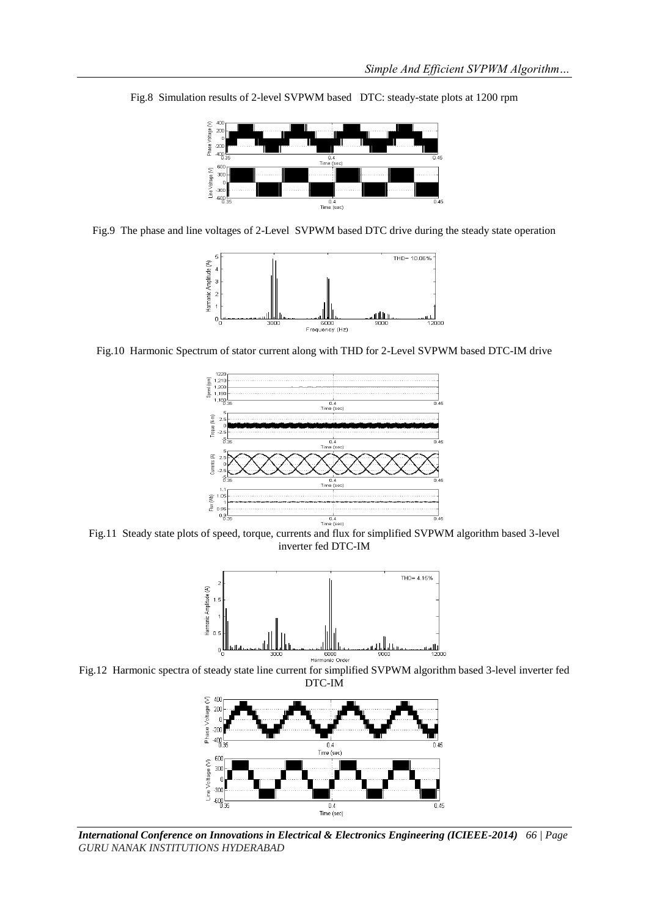Fig.8 Simulation results of 2-level SVPWM based DTC: steady-state plots at 1200 rpm

Fig.9 The phase and line voltages of 2-Level SVPWM based DTC drive during the steady state operation

Fig.10 Harmonic Spectrum of stator current along with THD for 2-Level SVPWM based DTC-IM drive

Fig.11 Steady state plots of speed, torque, currents and flux for simplified SVPWM algorithm based 3-level inverter fed DTC-IM

Fig.12 Harmonic spectra of steady state line current for simplified SVPWM algorithm based 3-level inverter fed DTC-IM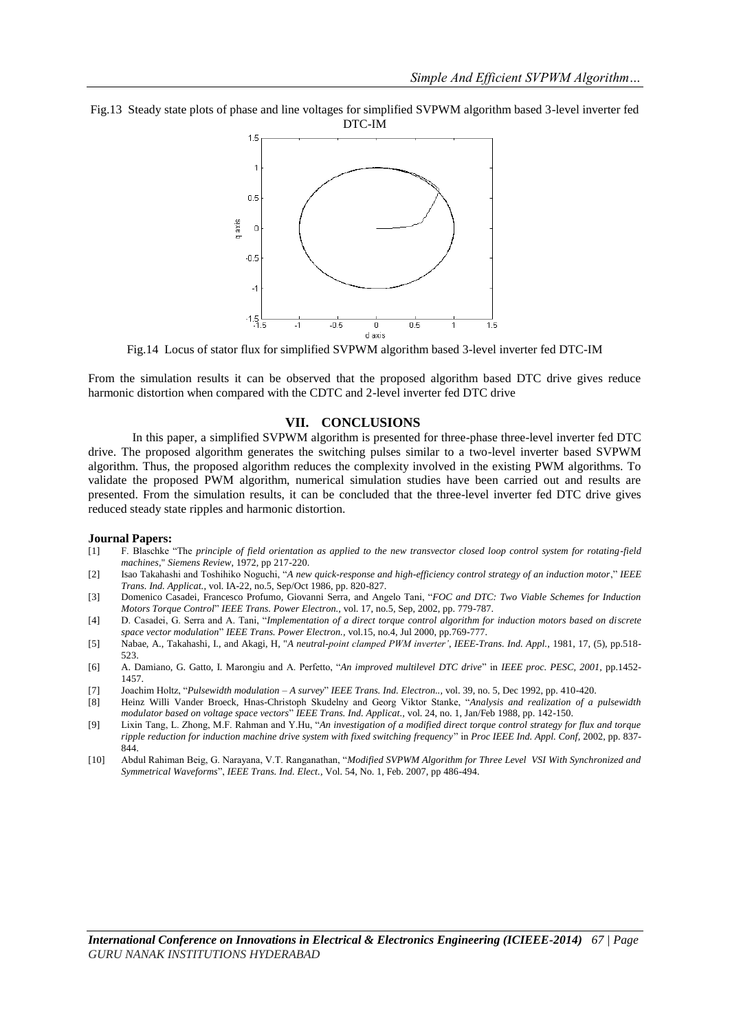Fig.13 Steady state plots of phase and line voltages for simplified SVPWM algorithm based 3-level inverter fed DTC-IM

Fig.14 Locus of stator flux for simplified SVPWM algorithm based 3-level inverter fed DTC-IM

From the simulation results it can be observed that the proposed algorithm based DTC drive gives reduce harmonic distortion when compared with the CDTC and 2-level inverter fed DTC drive

## VII. CONCLUSIONS

In this paper, a simplified SVPWM algorithm is presented for three-phase three-level inverter fed DTC drive. The proposed algorithm generates the switching pulses similar to a two-level inverter based SVPWM algorithm. Thus, the proposed algorithm reduces the complexity involved in the existing PWM algorithms. To validate the proposed PWM algorithm, numerical simulation studies have been carried out and results are presented. From the simulation results, it can be concluded that the three-level inverter fed DTC drive gives reduced steady state ripples and harmonic distortion.

**Journal Papers:**

[1] F. Blaschke "The *principle of field orientation as applied to the new transvector closed loop control system for rotating-field machines*," *Siemens Review*, 1972, pp 217-220.

[2] Isao Takahashi and Toshihiko Noguchi, "*A new quick-response and high-efficiency control strategy of an induction motor*," *IEEE Trans. Ind. Applicat.*, vol. IA-22, no.5, Sep/Oct 1986, pp. 820-827.

[3] Domenico Casadei, Francesco Profumo, Giovanni Serra, and Angelo Tani, "*FOC and DTC: Two Viable Schemes for Induction Motors Torque Control*" *IEEE Trans. Power Electron.*, vol. 17, no.5, Sep, 2002, pp. 779-787.

[4] D. Casadei, G. Serra and A. Tani, "*Implementation of a direct torque control algorithm for induction motors based on discrete space vector modulation*" *IEEE Trans. Power Electron.*, vol.15, no.4, Jul 2000, pp.769-777.

[5] Nabae, A., Takahashi, I., and Akagi, H, "*A neutral-point clamped PWM inverter'*, *IEEE-Trans. Ind. Appl.*, 1981, 17, (5), pp.518-523.

[6] A. Damiano, G. Gatto, I. Marongiu and A. Perfetto, "*An improved multilevel DTC drive*" in *IEEE proc. PESC, 2001*, pp.1452-1457.

[7] Joachim Holtz, "*Pulsewidth modulation – A survey*" *IEEE Trans. Ind. Electron..*, vol. 39, no. 5, Dec 1992, pp. 410-420.

[8] Heinz Willi Vander Broeck, Hnas-Christoph Skudelny and Georg Viktor Stanke, "*Analysis and realization of a pulsewidth modulator based on voltage space vectors*" *IEEE Trans. Ind. Applicat.*, vol. 24, no. 1, Jan/Feb 1988, pp. 142-150.

[9] Lixin Tang, L. Zhong, M.F. Rahman and Y.Hu, "*An investigation of a modified direct torque control strategy for flux and torque ripple reduction for induction machine drive system with fixed switching frequency*" in *Proc IEEE Ind. Appl. Conf*, 2002, pp. 837-844.

[10] Abdul Rahiman Beig, G. Narayana, V.T. Ranganathan, "*Modified SVPWM Algorithm for Three Level VSI With Synchronized and Symmetrical Waveforms*", *IEEE Trans. Ind. Elect.*, Vol. 54, No. 1, Feb. 2007, pp 486-494.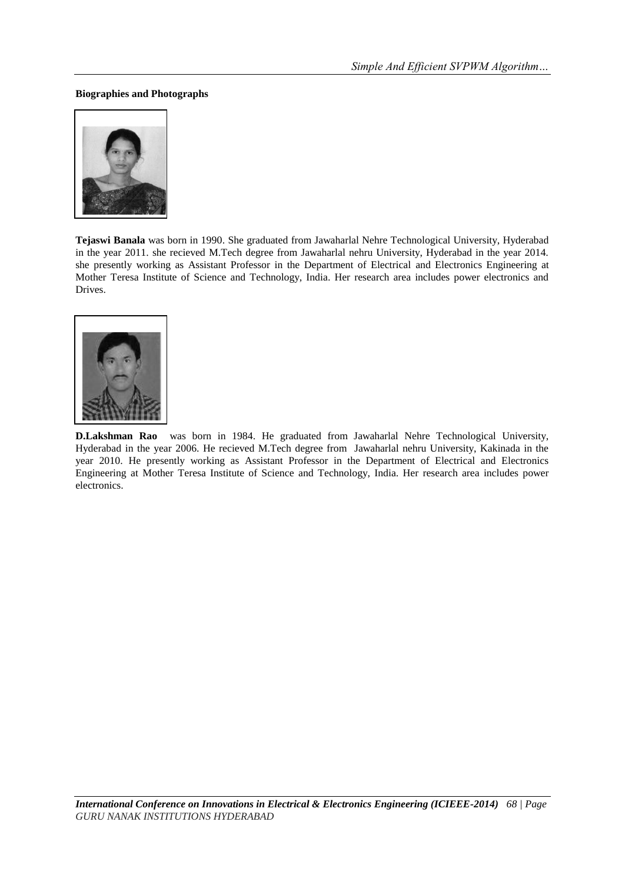**Biographies and Photographs**

**Tejaswi Banala** was born in 1990. She graduated from Jawaharlal Nehre Technological University, Hyderabad in the year 2011. she recieved M.Tech degree from Jawaharlal nehru University, Hyderabad in the year 2014. she presently working as Assistant Professor in the Department of Electrical and Electronics Engineering at Mother Teresa Institute of Science and Technology, India. Her research area includes power electronics and Drives.

**D.Lakshman Rao** was born in 1984. He graduated from Jawaharlal Nehre Technological University, Hyderabad in the year 2006. He recieved M.Tech degree from Jawaharlal nehru University, Kakinada in the year 2010. He presently working as Assistant Professor in the Department of Electrical and Electronics Engineering at Mother Teresa Institute of Science and Technology, India. Her research area includes power electronics.